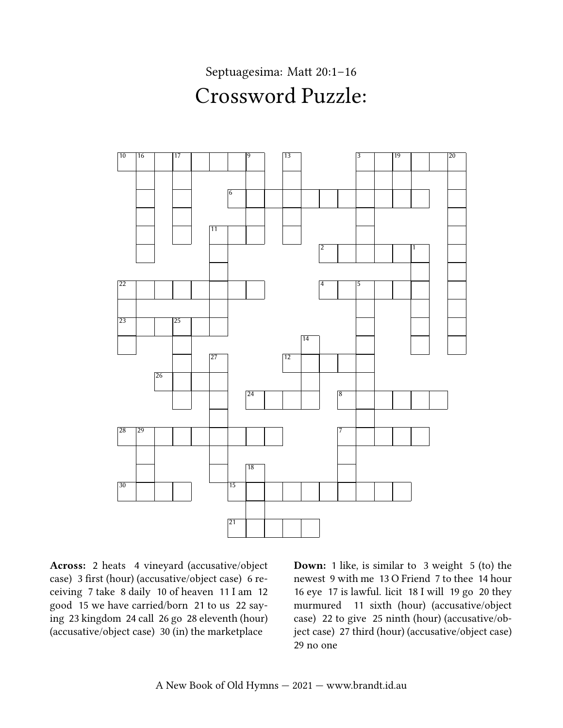Septuagesima: Matt 20:1–16

# Crossword Puzzle:

**Across:** 2 heats 4 vineyard (accusative/object case) 3 first (hour) (accusative/object case) 6 receiving 7 take 8 daily 10 of heaven 11 I am 12 good 15 we have carried/born 21 to us 22 saying 23 kingdom 24 call 26 go 28 eleventh (hour) (accusative/object case) 30 (in) the marketplace

**Down:** 1 like, is similar to 3 weight 5 (to) the newest 9 with me 13 O Friend 7 to thee 14 hour 16 eye 17 is lawful. licit 18 I will 19 go 20 they murmured 11 sixth (hour) (accusative/object case) 22 to give 25 ninth (hour) (accusative/object case) 27 third (hour) (accusative/object case) 29 no one

A New Book of Old Hymns — 2021 — www.brandt.id.au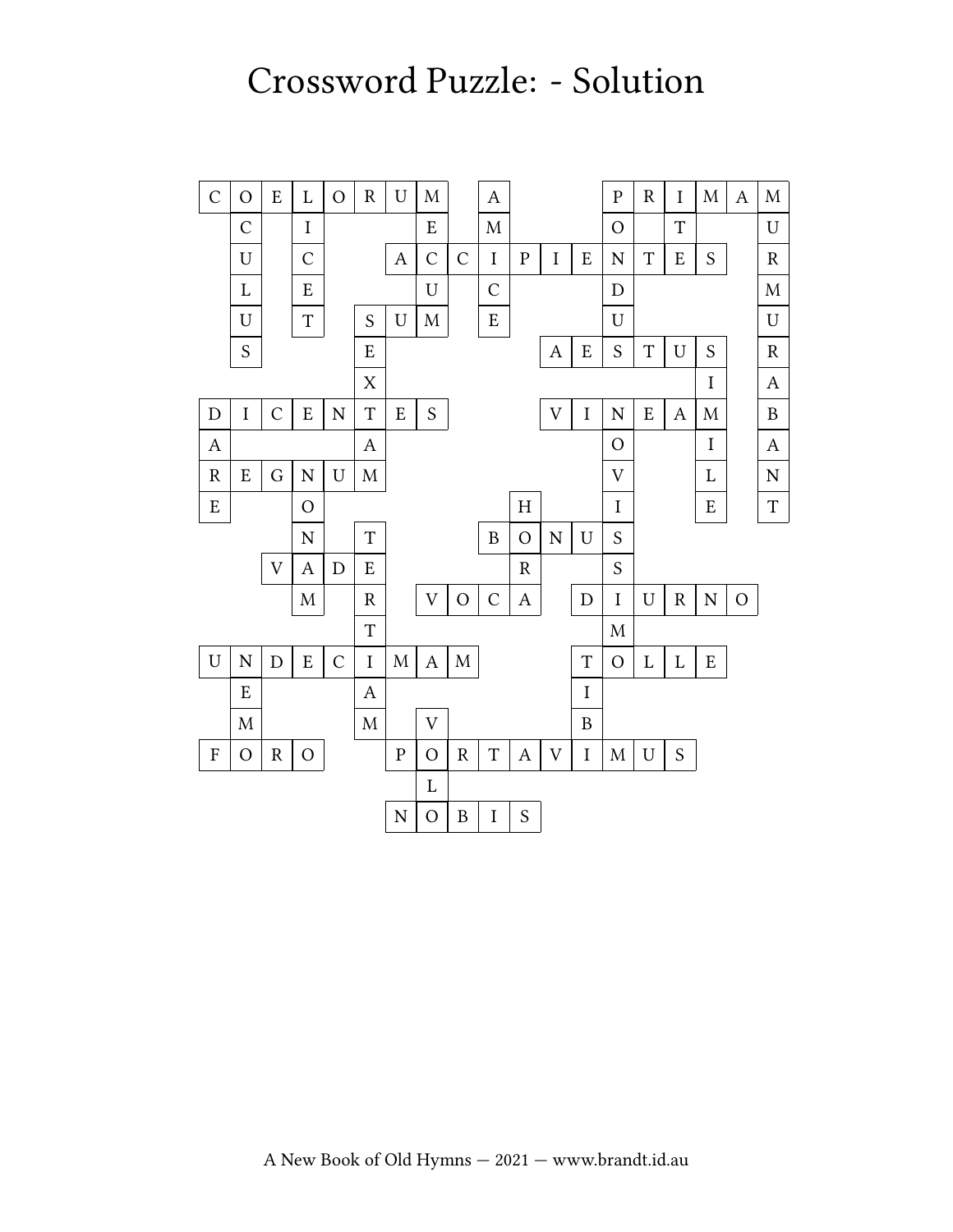# Crossword Puzzle: - Solution

| | | | | | | | | | | | | | | | | | | |
|---|---|---|---|---|---|---|---|---|---|---|---|---|---|---|---|---|---|---|
| C | O | E | L | O | R | U | M | | A | | | | P | R | I | M | A | M |
| | C | | I | | | | E | | M | | | | O | | T | | | U |
| | U | | C | | | A | C | C | I | P | I | E | N | T | E | S | | R |
| | L | | E | | | | U | | C | | | | D | | | | | M |
| | U | | T | | S | U | M | | E | | | | U | | | | | U |
| | S | | | | E | | | | | | A | E | S | T | U | S | | R |
| | | | | | X | | | | | | | | | | | I | | A |
| D | I | C | E | N | T | E | S | | | | V | I | N | E | A | M | | B |
| A | | | | | A | | | | | | | | O | | | I | | A |
| R | E | G | N | U | M | | | | | | | | V | | | L | | N |
| E | | | O | | | | | | | H | | | I | | | E | | T |
| | | | N | | T | | | | B | O | N | U | S | | | | | |
| | | V | A | D | E | | | | | R | | | S | | | | | |
| | | | M | | R | | V | O | C | A | | D | I | U | R | N | O | |
| | | | | | T | | | | | | | | M | | | | | |
| U | N | D | E | C | I | M | A | M | | | | T | O | L | L | E | | |
| | E | | | | A | | | | | | | I | | | | | | |
| | M | | | | M | | V | | | | | B | | | | | | |
| F | O | R | O | | | P | O | R | T | A | V | I | M | U | S | | | |
| | | | | | | | L | | | | | | | | | | | |
| | | | | | | N | O | B | I | S | | | | | | | | |